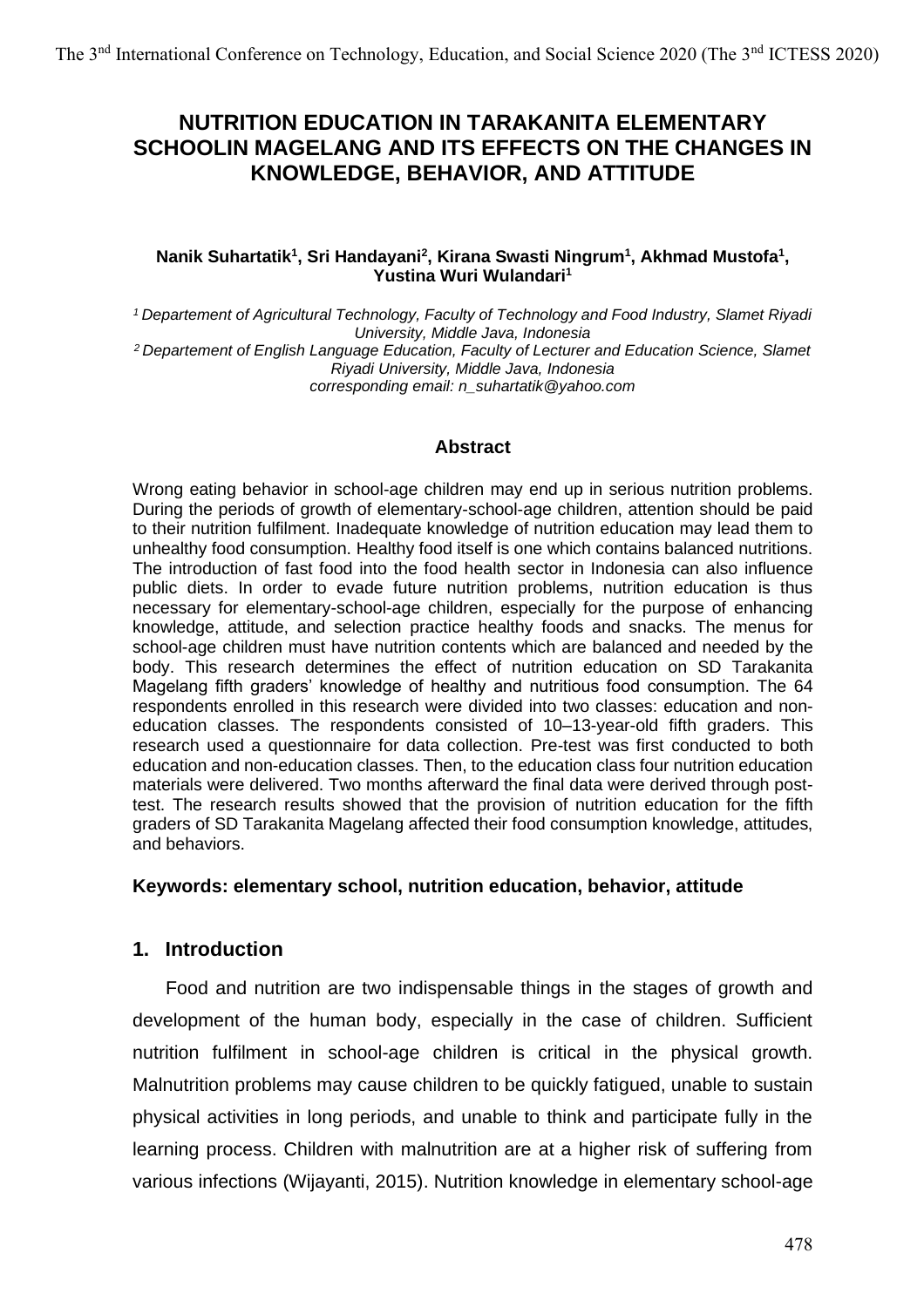# NUTRITION EDUCATION IN TARAKANITA ELEMENTARY SCHOOLIN MAGELANG AND ITS EFFECTS ON THE CHANGES IN KNOWLEDGE, BEHAVIOR, AND ATTITUDE

**Nanik Suhartatik[1], Sri Handayani[2], Kirana Swasti Ningrum[1], Akhmad Mustofa[1], Yustina Wuri Wulandari[1]**

*[1] Departement of Agricultural Technology, Faculty of Technology and Food Industry, Slamet Riyadi University, Middle Java, Indonesia*
*[2] Departement of English Language Education, Faculty of Lecturer and Education Science, Slamet Riyadi University, Middle Java, Indonesia*
*corresponding email: n_suhartatik@yahoo.com*

## Abstract

Wrong eating behavior in school-age children may end up in serious nutrition problems. During the periods of growth of elementary-school-age children, attention should be paid to their nutrition fulfilment. Inadequate knowledge of nutrition education may lead them to unhealthy food consumption. Healthy food itself is one which contains balanced nutritions. The introduction of fast food into the food health sector in Indonesia can also influence public diets. In order to evade future nutrition problems, nutrition education is thus necessary for elementary-school-age children, especially for the purpose of enhancing knowledge, attitude, and selection practice healthy foods and snacks. The menus for school-age children must have nutrition contents which are balanced and needed by the body. This research determines the effect of nutrition education on SD Tarakanita Magelang fifth graders' knowledge of healthy and nutritious food consumption. The 64 respondents enrolled in this research were divided into two classes: education and non-education classes. The respondents consisted of 10–13-year-old fifth graders. This research used a questionnaire for data collection. Pre-test was first conducted to both education and non-education classes. Then, to the education class four nutrition education materials were delivered. Two months afterward the final data were derived through post-test. The research results showed that the provision of nutrition education for the fifth graders of SD Tarakanita Magelang affected their food consumption knowledge, attitudes, and behaviors.

**Keywords: elementary school, nutrition education, behavior, attitude**

## 1. Introduction

Food and nutrition are two indispensable things in the stages of growth and development of the human body, especially in the case of children. Sufficient nutrition fulfilment in school-age children is critical in the physical growth. Malnutrition problems may cause children to be quickly fatigued, unable to sustain physical activities in long periods, and unable to think and participate fully in the learning process. Children with malnutrition are at a higher risk of suffering from various infections (Wijayanti, 2015). Nutrition knowledge in elementary school-age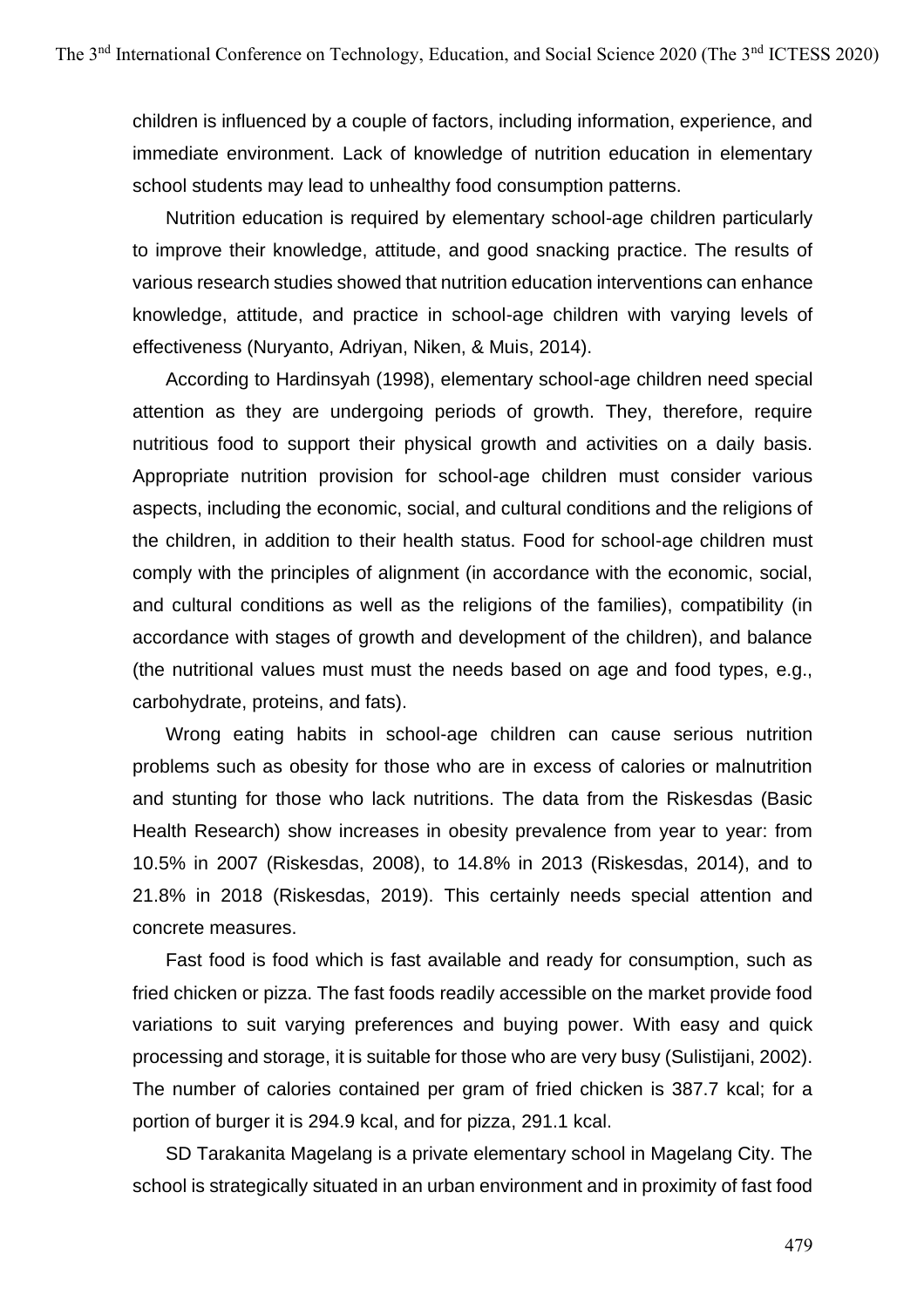children is influenced by a couple of factors, including information, experience, and immediate environment. Lack of knowledge of nutrition education in elementary school students may lead to unhealthy food consumption patterns.

Nutrition education is required by elementary school-age children particularly to improve their knowledge, attitude, and good snacking practice. The results of various research studies showed that nutrition education interventions can enhance knowledge, attitude, and practice in school-age children with varying levels of effectiveness (Nuryanto, Adriyan, Niken, & Muis, 2014).

According to Hardinsyah (1998), elementary school-age children need special attention as they are undergoing periods of growth. They, therefore, require nutritious food to support their physical growth and activities on a daily basis. Appropriate nutrition provision for school-age children must consider various aspects, including the economic, social, and cultural conditions and the religions of the children, in addition to their health status. Food for school-age children must comply with the principles of alignment (in accordance with the economic, social, and cultural conditions as well as the religions of the families), compatibility (in accordance with stages of growth and development of the children), and balance (the nutritional values must must the needs based on age and food types, e.g., carbohydrate, proteins, and fats).

Wrong eating habits in school-age children can cause serious nutrition problems such as obesity for those who are in excess of calories or malnutrition and stunting for those who lack nutritions. The data from the Riskesdas (Basic Health Research) show increases in obesity prevalence from year to year: from 10.5% in 2007 (Riskesdas, 2008), to 14.8% in 2013 (Riskesdas, 2014), and to 21.8% in 2018 (Riskesdas, 2019). This certainly needs special attention and concrete measures.

Fast food is food which is fast available and ready for consumption, such as fried chicken or pizza. The fast foods readily accessible on the market provide food variations to suit varying preferences and buying power. With easy and quick processing and storage, it is suitable for those who are very busy (Sulistijani, 2002). The number of calories contained per gram of fried chicken is 387.7 kcal; for a portion of burger it is 294.9 kcal, and for pizza, 291.1 kcal.

SD Tarakanita Magelang is a private elementary school in Magelang City. The school is strategically situated in an urban environment and in proximity of fast food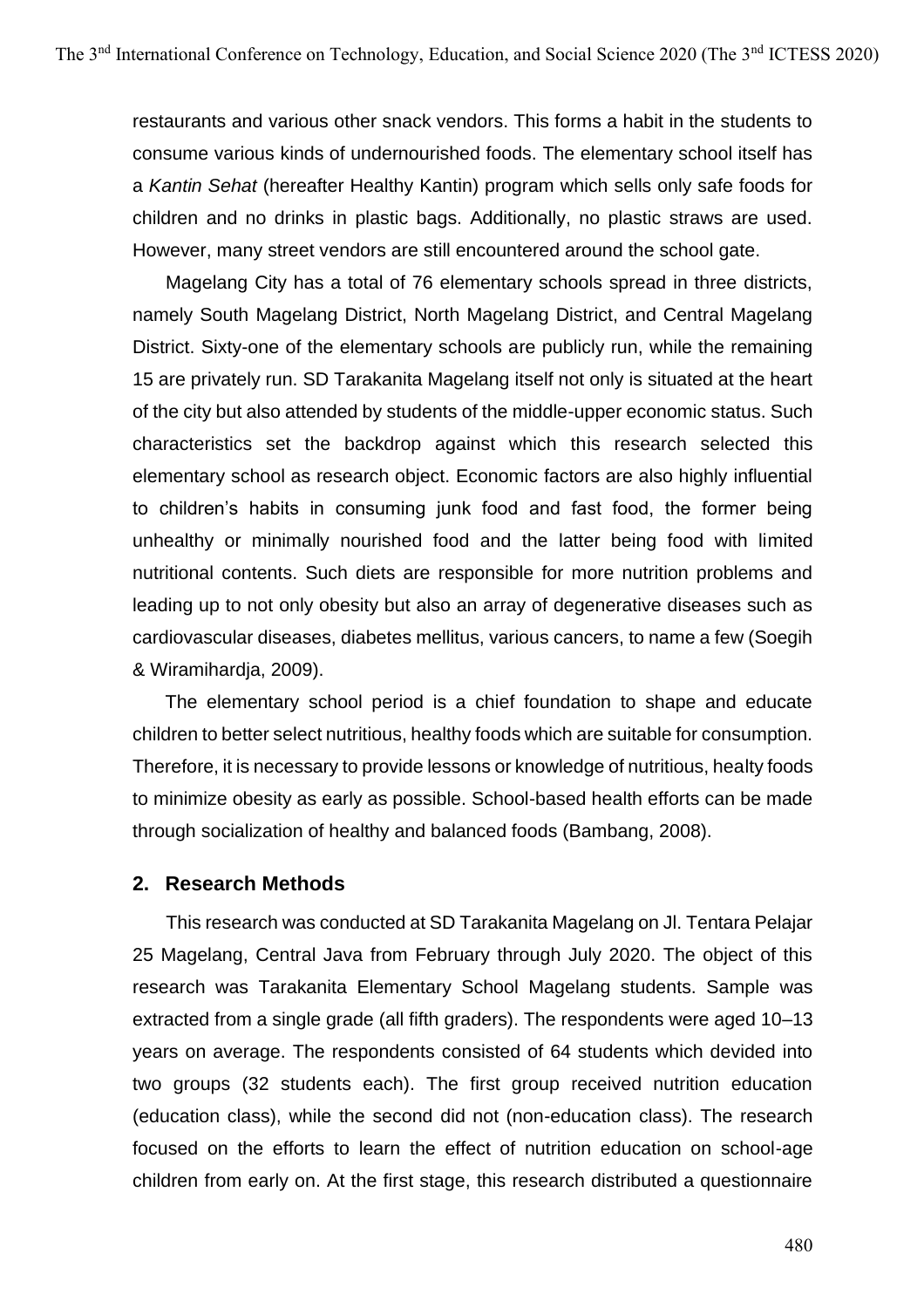restaurants and various other snack vendors. This forms a habit in the students to consume various kinds of undernourished foods. The elementary school itself has a *Kantin Sehat* (hereafter Healthy Kantin) program which sells only safe foods for children and no drinks in plastic bags. Additionally, no plastic straws are used. However, many street vendors are still encountered around the school gate.

Magelang City has a total of 76 elementary schools spread in three districts, namely South Magelang District, North Magelang District, and Central Magelang District. Sixty-one of the elementary schools are publicly run, while the remaining 15 are privately run. SD Tarakanita Magelang itself not only is situated at the heart of the city but also attended by students of the middle-upper economic status. Such characteristics set the backdrop against which this research selected this elementary school as research object. Economic factors are also highly influential to children's habits in consuming junk food and fast food, the former being unhealthy or minimally nourished food and the latter being food with limited nutritional contents. Such diets are responsible for more nutrition problems and leading up to not only obesity but also an array of degenerative diseases such as cardiovascular diseases, diabetes mellitus, various cancers, to name a few (Soegih & Wiramihardja, 2009).

The elementary school period is a chief foundation to shape and educate children to better select nutritious, healthy foods which are suitable for consumption. Therefore, it is necessary to provide lessons or knowledge of nutritious, healty foods to minimize obesity as early as possible. School-based health efforts can be made through socialization of healthy and balanced foods (Bambang, 2008).

## 2. Research Methods

This research was conducted at SD Tarakanita Magelang on Jl. Tentara Pelajar 25 Magelang, Central Java from February through July 2020. The object of this research was Tarakanita Elementary School Magelang students. Sample was extracted from a single grade (all fifth graders). The respondents were aged 10–13 years on average. The respondents consisted of 64 students which devided into two groups (32 students each). The first group received nutrition education (education class), while the second did not (non-education class). The research focused on the efforts to learn the effect of nutrition education on school-age children from early on. At the first stage, this research distributed a questionnaire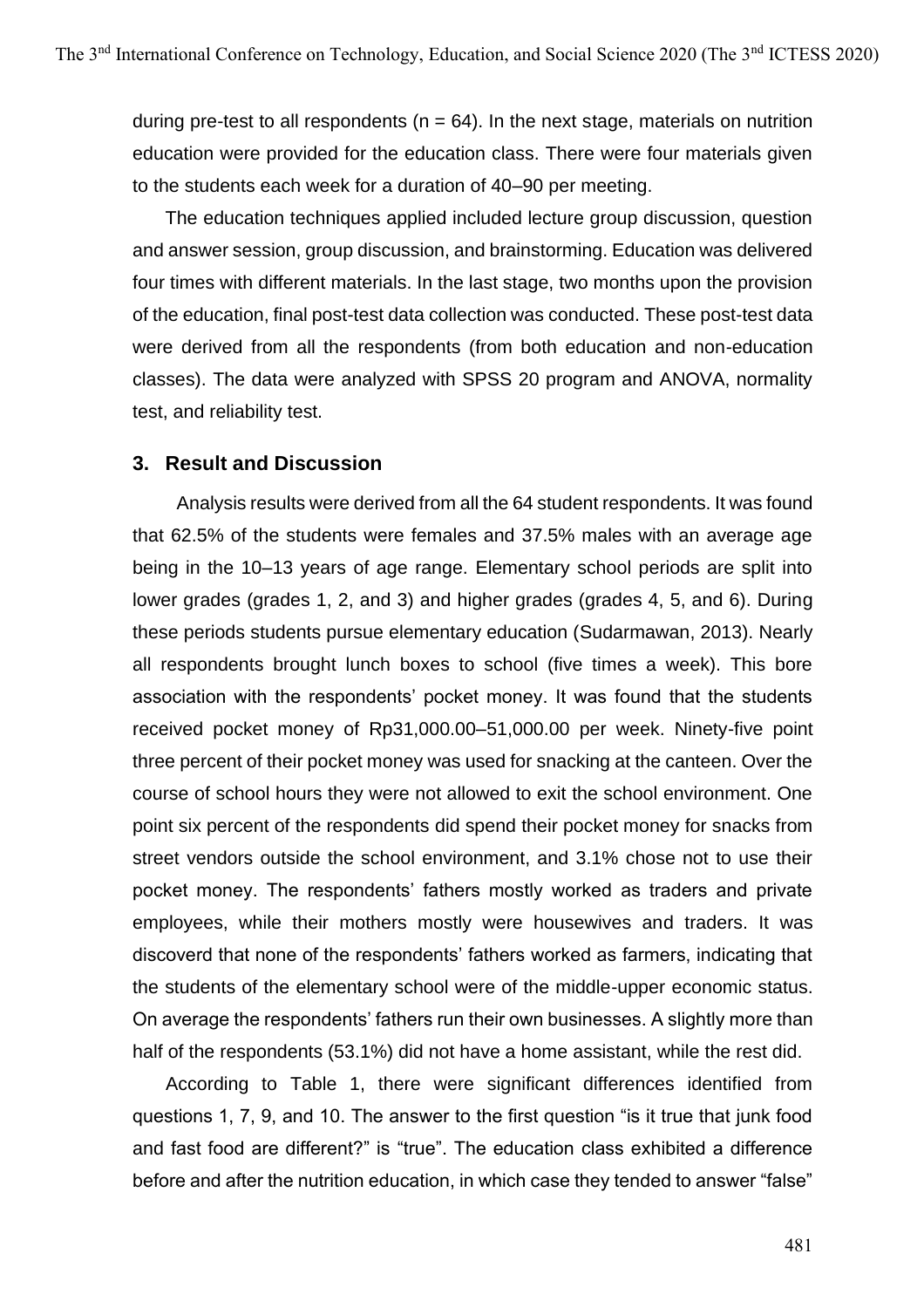during pre-test to all respondents (n = 64). In the next stage, materials on nutrition education were provided for the education class. There were four materials given to the students each week for a duration of 40–90 per meeting.

The education techniques applied included lecture group discussion, question and answer session, group discussion, and brainstorming. Education was delivered four times with different materials. In the last stage, two months upon the provision of the education, final post-test data collection was conducted. These post-test data were derived from all the respondents (from both education and non-education classes). The data were analyzed with SPSS 20 program and ANOVA, normality test, and reliability test.

## 3. Result and Discussion

Analysis results were derived from all the 64 student respondents. It was found that 62.5% of the students were females and 37.5% males with an average age being in the 10–13 years of age range. Elementary school periods are split into lower grades (grades 1, 2, and 3) and higher grades (grades 4, 5, and 6). During these periods students pursue elementary education (Sudarmawan, 2013). Nearly all respondents brought lunch boxes to school (five times a week). This bore association with the respondents' pocket money. It was found that the students received pocket money of Rp31,000.00–51,000.00 per week. Ninety-five point three percent of their pocket money was used for snacking at the canteen. Over the course of school hours they were not allowed to exit the school environment. One point six percent of the respondents did spend their pocket money for snacks from street vendors outside the school environment, and 3.1% chose not to use their pocket money. The respondents' fathers mostly worked as traders and private employees, while their mothers mostly were housewives and traders. It was discoverd that none of the respondents' fathers worked as farmers, indicating that the students of the elementary school were of the middle-upper economic status. On average the respondents' fathers run their own businesses. A slightly more than half of the respondents (53.1%) did not have a home assistant, while the rest did.

According to Table 1, there were significant differences identified from questions 1, 7, 9, and 10. The answer to the first question "is it true that junk food and fast food are different?" is "true". The education class exhibited a difference before and after the nutrition education, in which case they tended to answer "false"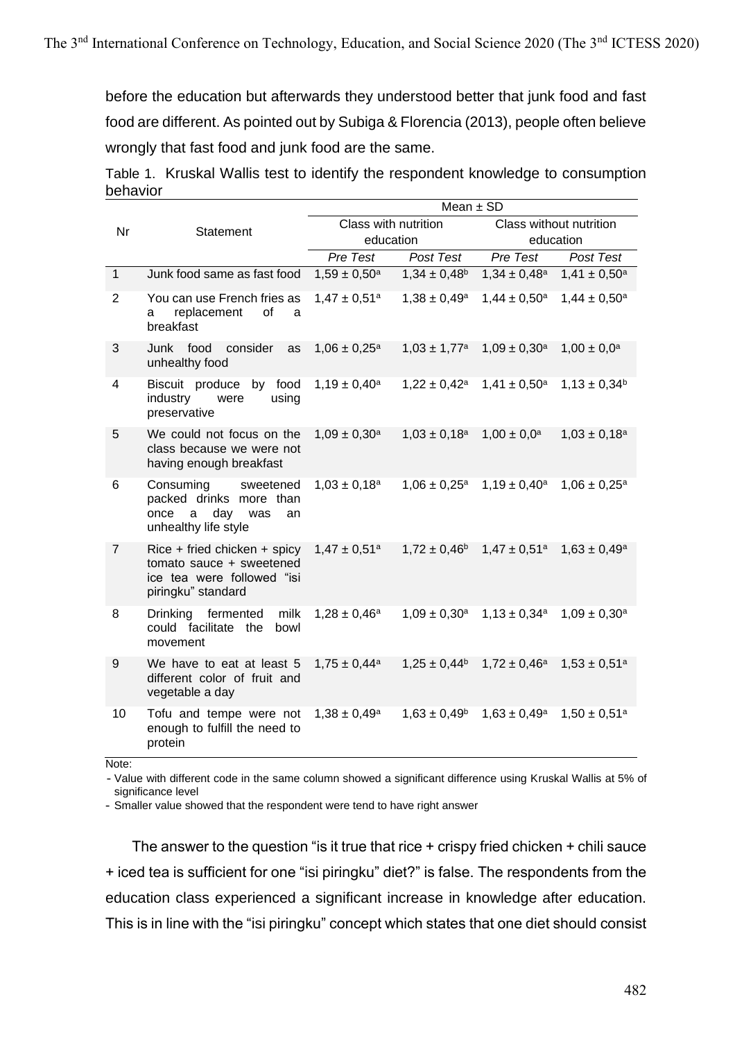before the education but afterwards they understood better that junk food and fast food are different. As pointed out by Subiga & Florencia (2013), people often believe wrongly that fast food and junk food are the same.

Table 1. Kruskal Wallis test to identify the respondent knowledge to consumption behavior

| Nr | Statement | Mean ± SD | | | |
|---|---|---|---|---|---|
| | | Class with nutrition education | | Class without nutrition education | |
| | | *Pre Test* | *Post Test* | *Pre Test* | *Post Test* |
| 1 | Junk food same as fast food | 1,59 ± 0,50[a] | 1,34 ± 0,48[b] | 1,34 ± 0,48[a] | 1,41 ± 0,50[a] |
| 2 | You can use French fries as a replacement of a breakfast | 1,47 ± 0,51[a] | 1,38 ± 0,49[a] | 1,44 ± 0,50[a] | 1,44 ± 0,50[a] |
| 3 | Junk food consider as unhealthy food | 1,06 ± 0,25[a] | 1,03 ± 1,77[a] | 1,09 ± 0,30[a] | 1,00 ± 0,0[a] |
| 4 | Biscuit produce by food industry were using preservative | 1,19 ± 0,40[a] | 1,22 ± 0,42[a] | 1,41 ± 0,50[a] | 1,13 ± 0,34[b] |
| 5 | We could not focus on the class because we were not having enough breakfast | 1,09 ± 0,30[a] | 1,03 ± 0,18[a] | 1,00 ± 0,0[a] | 1,03 ± 0,18[a] |
| 6 | Consuming sweetened packed drinks more than once a day was an unhealthy life style | 1,03 ± 0,18[a] | 1,06 ± 0,25[a] | 1,19 ± 0,40[a] | 1,06 ± 0,25[a] |
| 7 | Rice + fried chicken + spicy tomato sauce + sweetened ice tea were followed "isi piringku" standard | 1,47 ± 0,51[a] | 1,72 ± 0,46[b] | 1,47 ± 0,51[a] | 1,63 ± 0,49[a] |
| 8 | Drinking fermented milk could facilitate the bowl movement | 1,28 ± 0,46[a] | 1,09 ± 0,30[a] | 1,13 ± 0,34[a] | 1,09 ± 0,30[a] |
| 9 | We have to eat at least 5 different color of fruit and vegetable a day | 1,75 ± 0,44[a] | 1,25 ± 0,44[b] | 1,72 ± 0,46[a] | 1,53 ± 0,51[a] |
| 10 | Tofu and tempe were not enough to fulfill the need to protein | 1,38 ± 0,49[a] | 1,63 ± 0,49[b] | 1,63 ± 0,49[a] | 1,50 ± 0,51[a] |

Note:
- Value with different code in the same column showed a significant difference using Kruskal Wallis at 5% of significance level
- Smaller value showed that the respondent were tend to have right answer

The answer to the question "is it true that rice + crispy fried chicken + chili sauce + iced tea is sufficient for one "isi piringku" diet?" is false. The respondents from the education class experienced a significant increase in knowledge after education. This is in line with the "isi piringku" concept which states that one diet should consist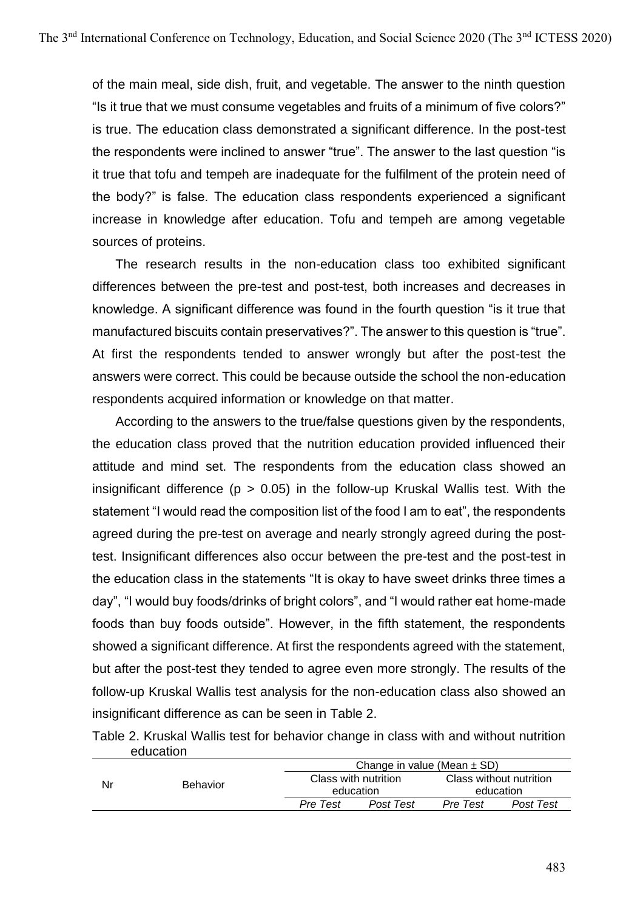of the main meal, side dish, fruit, and vegetable. The answer to the ninth question "Is it true that we must consume vegetables and fruits of a minimum of five colors?" is true. The education class demonstrated a significant difference. In the post-test the respondents were inclined to answer "true". The answer to the last question "is it true that tofu and tempeh are inadequate for the fulfilment of the protein need of the body?" is false. The education class respondents experienced a significant increase in knowledge after education. Tofu and tempeh are among vegetable sources of proteins.

The research results in the non-education class too exhibited significant differences between the pre-test and post-test, both increases and decreases in knowledge. A significant difference was found in the fourth question "is it true that manufactured biscuits contain preservatives?". The answer to this question is "true". At first the respondents tended to answer wrongly but after the post-test the answers were correct. This could be because outside the school the non-education respondents acquired information or knowledge on that matter.

According to the answers to the true/false questions given by the respondents, the education class proved that the nutrition education provided influenced their attitude and mind set. The respondents from the education class showed an insignificant difference ($p > 0.05$) in the follow-up Kruskal Wallis test. With the statement "I would read the composition list of the food I am to eat", the respondents agreed during the pre-test on average and nearly strongly agreed during the post-test. Insignificant differences also occur between the pre-test and the post-test in the education class in the statements "It is okay to have sweet drinks three times a day", "I would buy foods/drinks of bright colors", and "I would rather eat home-made foods than buy foods outside". However, in the fifth statement, the respondents showed a significant difference. At first the respondents agreed with the statement, but after the post-test they tended to agree even more strongly. The results of the follow-up Kruskal Wallis test analysis for the non-education class also showed an insignificant difference as can be seen in Table 2.

Table 2. Kruskal Wallis test for behavior change in class with and without nutrition education

| Nr | Behavior | Change in value (Mean ± SD) | | | |
|---|---|---|---|---|---|
| | | Class with nutrition education | | Class without nutrition education | |
| | | *Pre Test* | *Post Test* | *Pre Test* | *Post Test* |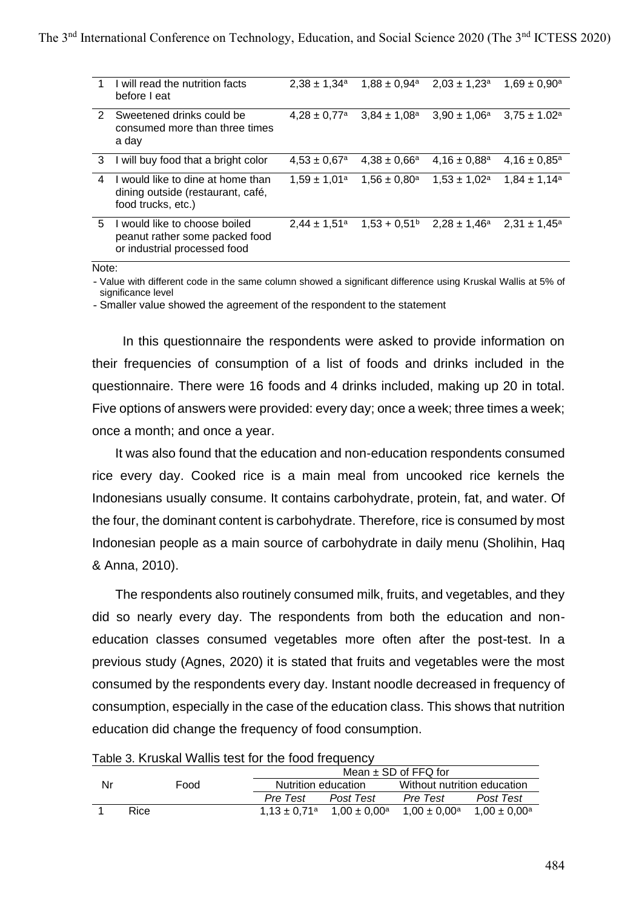| 1 | I will read the nutrition facts before I eat | 2,38 ± 1,34[a] | 1,88 ± 0,94[a] | 2,03 ± 1,23[a] | 1,69 ± 0,90[a] |
|---|---|---|---|---|---|
| 2 | Sweetened drinks could be consumed more than three times a day | 4,28 ± 0,77[a] | 3,84 ± 1,08[a] | 3,90 ± 1,06[a] | 3,75 ± 1.02[a] |
| 3 | I will buy food that a bright color | 4,53 ± 0,67[a] | 4,38 ± 0,66[a] | 4,16 ± 0,88[a] | 4,16 ± 0,85[a] |
| 4 | I would like to dine at home than dining outside (restaurant, café, food trucks, etc.) | 1,59 ± 1,01[a] | 1,56 ± 0,80[a] | 1,53 ± 1,02[a] | 1,84 ± 1,14[a] |
| 5 | I would like to choose boiled peanut rather some packed food or industrial processed food | 2,44 ± 1,51[a] | 1,53 + 0,51[b] | 2,28 ± 1,46[a] | 2,31 ± 1,45[a] |

Note:

- Value with different code in the same column showed a significant difference using Kruskal Wallis at 5% of significance level
- Smaller value showed the agreement of the respondent to the statement

In this questionnaire the respondents were asked to provide information on their frequencies of consumption of a list of foods and drinks included in the questionnaire. There were 16 foods and 4 drinks included, making up 20 in total. Five options of answers were provided: every day; once a week; three times a week; once a month; and once a year.

It was also found that the education and non-education respondents consumed rice every day. Cooked rice is a main meal from uncooked rice kernels the Indonesians usually consume. It contains carbohydrate, protein, fat, and water. Of the four, the dominant content is carbohydrate. Therefore, rice is consumed by most Indonesian people as a main source of carbohydrate in daily menu (Sholihin, Haq & Anna, 2010).

The respondents also routinely consumed milk, fruits, and vegetables, and they did so nearly every day. The respondents from both the education and non-education classes consumed vegetables more often after the post-test. In a previous study (Agnes, 2020) it is stated that fruits and vegetables were the most consumed by the respondents every day. Instant noodle decreased in frequency of consumption, especially in the case of the education class. This shows that nutrition education did change the frequency of food consumption.

Table 3. Kruskal Wallis test for the food frequency

| Nr | Food | Mean ± SD of FFQ for | | | |
|---|---|---|---|---|---|
| | | Nutrition education | | Without nutrition education | |
| | | *Pre Test* | *Post Test* | *Pre Test* | *Post Test* |
| 1 | Rice | 1,13 ± 0,71[a] | 1,00 ± 0,00[a] | 1,00 ± 0,00[a] | 1,00 ± 0,00[a] |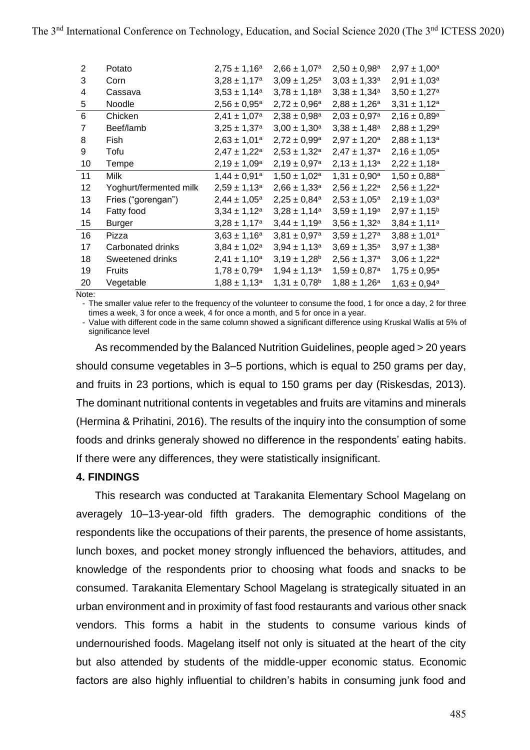| 2 | Potato | $2,75 \pm 1,16^{a}$ | $2,66 \pm 1,07^{a}$ | $2,50 \pm 0,98^{a}$ | $2,97 \pm 1,00^{a}$ |
|---|---|---|---|---|---|
| 3 | Corn | $3,28 \pm 1,17^{a}$ | $3,09 \pm 1,25^{a}$ | $3,03 \pm 1,33^{a}$ | $2,91 \pm 1,03^{a}$ |
| 4 | Cassava | $3,53 \pm 1,14^{a}$ | $3,78 \pm 1,18^{a}$ | $3,38 \pm 1,34^{a}$ | $3,50 \pm 1,27^{a}$ |
| 5 | Noodle | $2,56 \pm 0,95^{a}$ | $2,72 \pm 0,96^{a}$ | $2,88 \pm 1,26^{a}$ | $3,31 \pm 1,12^{a}$ |
| 6 | Chicken | $2,41 \pm 1,07^{a}$ | $2,38 \pm 0,98^{a}$ | $2,03 \pm 0,97^{a}$ | $2,16 \pm 0,89^{a}$ |
| 7 | Beef/lamb | $3,25 \pm 1,37^{a}$ | $3,00 \pm 1,30^{a}$ | $3,38 \pm 1,48^{a}$ | $2,88 \pm 1,29^{a}$ |
| 8 | Fish | $2,63 \pm 1,01^{a}$ | $2,72 \pm 0,99^{a}$ | $2,97 \pm 1,20^{a}$ | $2,88 \pm 1,13^{a}$ |
| 9 | Tofu | $2,47 \pm 1,22^{a}$ | $2,53 \pm 1,32^{a}$ | $2,47 \pm 1,37^{a}$ | $2,16 \pm 1,05^{a}$ |
| 10 | Tempe | $2,19 \pm 1,09^{a}$ | $2,19 \pm 0,97^{a}$ | $2,13 \pm 1,13^{a}$ | $2,22 \pm 1,18^{a}$ |
| 11 | Milk | $1,44 \pm 0,91^{a}$ | $1,50 \pm 1,02^{a}$ | $1,31 \pm 0,90^{a}$ | $1,50 \pm 0,88^{a}$ |
| 12 | Yoghurt/fermented milk | $2,59 \pm 1,13^{a}$ | $2,66 \pm 1,33^{a}$ | $2,56 \pm 1,22^{a}$ | $2,56 \pm 1,22^{a}$ |
| 13 | Fries ("gorengan") | $2,44 \pm 1,05^{a}$ | $2,25 \pm 0,84^{a}$ | $2,53 \pm 1,05^{a}$ | $2,19 \pm 1,03^{a}$ |
| 14 | Fatty food | $3,34 \pm 1,12^{a}$ | $3,28 \pm 1,14^{a}$ | $3,59 \pm 1,19^{a}$ | $2,97 \pm 1,15^{b}$ |
| 15 | Burger | $3,28 \pm 1,17^{a}$ | $3,44 \pm 1,19^{a}$ | $3,56 \pm 1,32^{a}$ | $3,84 \pm 1,11^{a}$ |
| 16 | Pizza | $3,63 \pm 1,16^{a}$ | $3,81 \pm 0,97^{a}$ | $3,59 \pm 1,27^{a}$ | $3,88 \pm 1,01^{a}$ |
| 17 | Carbonated drinks | $3,84 \pm 1,02^{a}$ | $3,94 \pm 1,13^{a}$ | $3,69 \pm 1,35^{a}$ | $3,97 \pm 1,38^{a}$ |
| 18 | Sweetened drinks | $2,41 \pm 1,10^{a}$ | $3,19 \pm 1,28^{b}$ | $2,56 \pm 1,37^{a}$ | $3,06 \pm 1,22^{a}$ |
| 19 | Fruits | $1,78 \pm 0,79^{a}$ | $1,94 \pm 1,13^{a}$ | $1,59 \pm 0,87^{a}$ | $1,75 \pm 0,95^{a}$ |
| 20 | Vegetable | $1,88 \pm 1,13^{a}$ | $1,31 \pm 0,78^{b}$ | $1,88 \pm 1,26^{a}$ | $1,63 \pm 0,94^{a}$ |

Note:

- The smaller value refer to the frequency of the volunteer to consume the food, 1 for once a day, 2 for three times a week, 3 for once a week, 4 for once a month, and 5 for once in a year.
- Value with different code in the same column showed a significant difference using Kruskal Wallis at 5% of significance level

As recommended by the Balanced Nutrition Guidelines, people aged > 20 years should consume vegetables in 3–5 portions, which is equal to 250 grams per day, and fruits in 23 portions, which is equal to 150 grams per day (Riskesdas, 2013). The dominant nutritional contents in vegetables and fruits are vitamins and minerals (Hermina & Prihatini, 2016). The results of the inquiry into the consumption of some foods and drinks generaly showed no difference in the respondents' eating habits. If there were any differences, they were statistically insignificant.

## 4. FINDINGS

This research was conducted at Tarakanita Elementary School Magelang on averagely 10–13-year-old fifth graders. The demographic conditions of the respondents like the occupations of their parents, the presence of home assistants, lunch boxes, and pocket money strongly influenced the behaviors, attitudes, and knowledge of the respondents prior to choosing what foods and snacks to be consumed. Tarakanita Elementary School Magelang is strategically situated in an urban environment and in proximity of fast food restaurants and various other snack vendors. This forms a habit in the students to consume various kinds of undernourished foods. Magelang itself not only is situated at the heart of the city but also attended by students of the middle-upper economic status. Economic factors are also highly influential to children's habits in consuming junk food and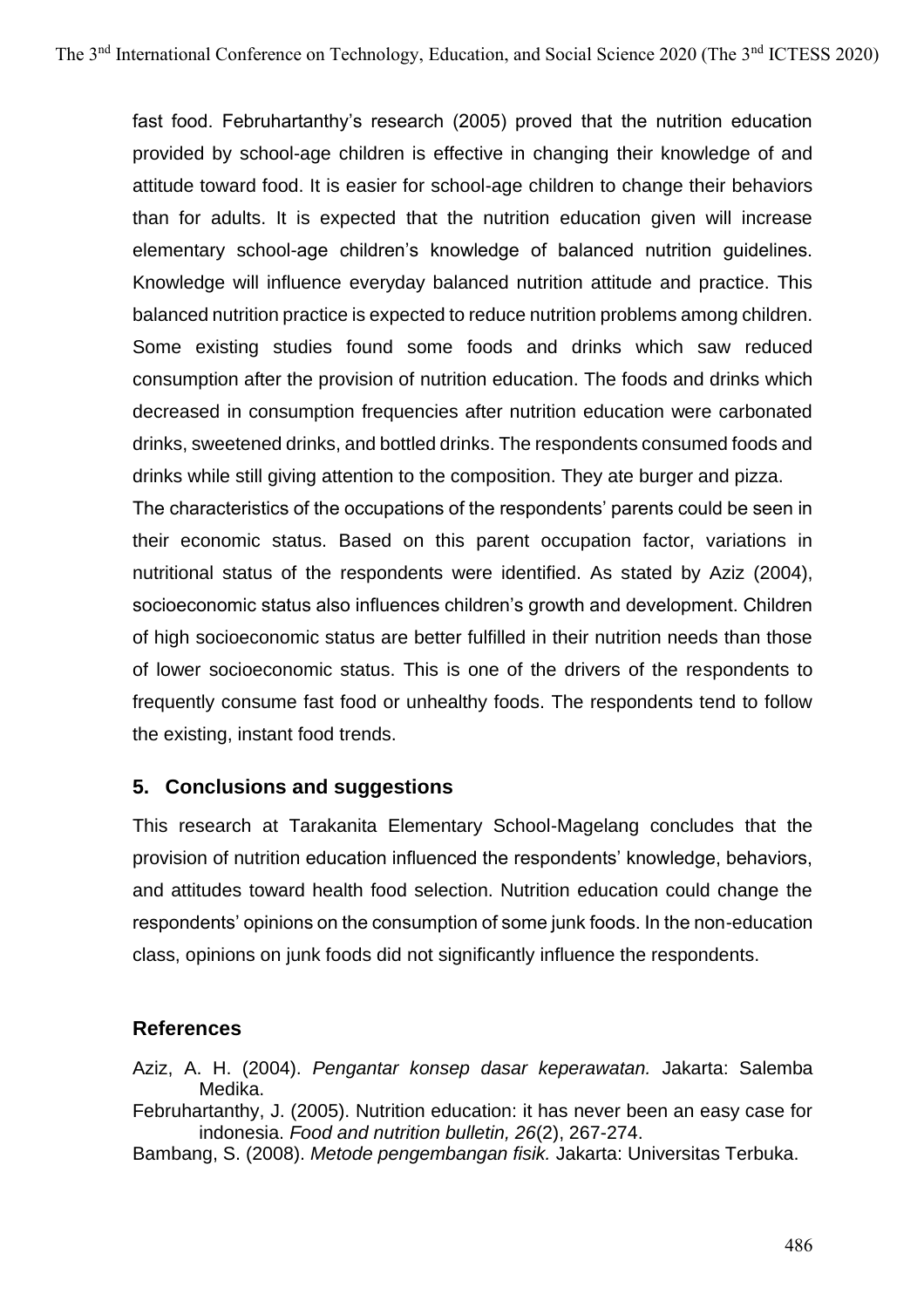fast food. Februhartanthy's research (2005) proved that the nutrition education provided by school-age children is effective in changing their knowledge of and attitude toward food. It is easier for school-age children to change their behaviors than for adults. It is expected that the nutrition education given will increase elementary school-age children's knowledge of balanced nutrition guidelines. Knowledge will influence everyday balanced nutrition attitude and practice. This balanced nutrition practice is expected to reduce nutrition problems among children. Some existing studies found some foods and drinks which saw reduced consumption after the provision of nutrition education. The foods and drinks which decreased in consumption frequencies after nutrition education were carbonated drinks, sweetened drinks, and bottled drinks. The respondents consumed foods and drinks while still giving attention to the composition. They ate burger and pizza.

The characteristics of the occupations of the respondents' parents could be seen in their economic status. Based on this parent occupation factor, variations in nutritional status of the respondents were identified. As stated by Aziz (2004), socioeconomic status also influences children's growth and development. Children of high socioeconomic status are better fulfilled in their nutrition needs than those of lower socioeconomic status. This is one of the drivers of the respondents to frequently consume fast food or unhealthy foods. The respondents tend to follow the existing, instant food trends.

## 5. Conclusions and suggestions

This research at Tarakanita Elementary School-Magelang concludes that the provision of nutrition education influenced the respondents' knowledge, behaviors, and attitudes toward health food selection. Nutrition education could change the respondents' opinions on the consumption of some junk foods. In the non-education class, opinions on junk foods did not significantly influence the respondents.

## References

Aziz, A. H. (2004). *Pengantar konsep dasar keperawatan.* Jakarta: Salemba Medika.

Februhartanthy, J. (2005). Nutrition education: it has never been an easy case for indonesia. *Food and nutrition bulletin, 26*(2), 267-274.

Bambang, S. (2008). *Metode pengembangan fisik.* Jakarta: Universitas Terbuka.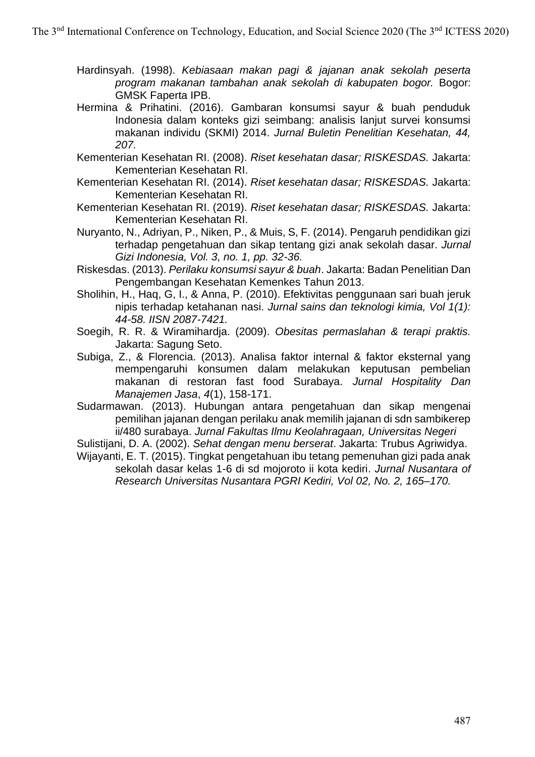Hardinsyah. (1998). *Kebiasaan makan pagi & jajanan anak sekolah peserta program makanan tambahan anak sekolah di kabupaten bogor.* Bogor: GMSK Faperta IPB.

Hermina & Prihatini. (2016). Gambaran konsumsi sayur & buah penduduk Indonesia dalam konteks gizi seimbang: analisis lanjut survei konsumsi makanan individu (SKMI) 2014. *Jurnal Buletin Penelitian Kesehatan, 44, 207.*

Kementerian Kesehatan RI. (2008). *Riset kesehatan dasar; RISKESDAS.* Jakarta: Kementerian Kesehatan RI.

Kementerian Kesehatan RI. (2014). *Riset kesehatan dasar; RISKESDAS.* Jakarta: Kementerian Kesehatan RI.

Kementerian Kesehatan RI. (2019). *Riset kesehatan dasar; RISKESDAS.* Jakarta: Kementerian Kesehatan RI.

Nuryanto, N., Adriyan, P., Niken, P., & Muis, S, F. (2014). Pengaruh pendidikan gizi terhadap pengetahuan dan sikap tentang gizi anak sekolah dasar. *Jurnal Gizi Indonesia, Vol. 3, no. 1, pp. 32-36.*

Riskesdas. (2013). *Perilaku konsumsi sayur & buah*. Jakarta: Badan Penelitian Dan Pengembangan Kesehatan Kemenkes Tahun 2013.

Sholihin, H., Haq, G, I., & Anna, P. (2010). Efektivitas penggunaan sari buah jeruk nipis terhadap ketahanan nasi. *Jurnal sains dan teknologi kimia, Vol 1(1): 44-58. IISN 2087-7421.*

Soegih, R. R. & Wiramihardja. (2009). *Obesitas permaslahan & terapi praktis.* Jakarta: Sagung Seto.

Subiga, Z., & Florencia. (2013). Analisa faktor internal & faktor eksternal yang mempengaruhi konsumen dalam melakukan keputusan pembelian makanan di restoran fast food Surabaya. *Jurnal Hospitality Dan Manajemen Jasa*, *4*(1), 158-171.

Sudarmawan. (2013). Hubungan antara pengetahuan dan sikap mengenai pemilihan jajanan dengan perilaku anak memilih jajanan di sdn sambikerep ii/480 surabaya. *Jurnal Fakultas Ilmu Keolahragaan, Universitas Negeri*

Sulistijani, D. A. (2002). *Sehat dengan menu berserat*. Jakarta: Trubus Agriwidya.

Wijayanti, E. T. (2015). Tingkat pengetahuan ibu tetang pemenuhan gizi pada anak sekolah dasar kelas 1-6 di sd mojoroto ii kota kediri. *Jurnal Nusantara of Research Universitas Nusantara PGRI Kediri, Vol 02, No. 2, 165–170.*